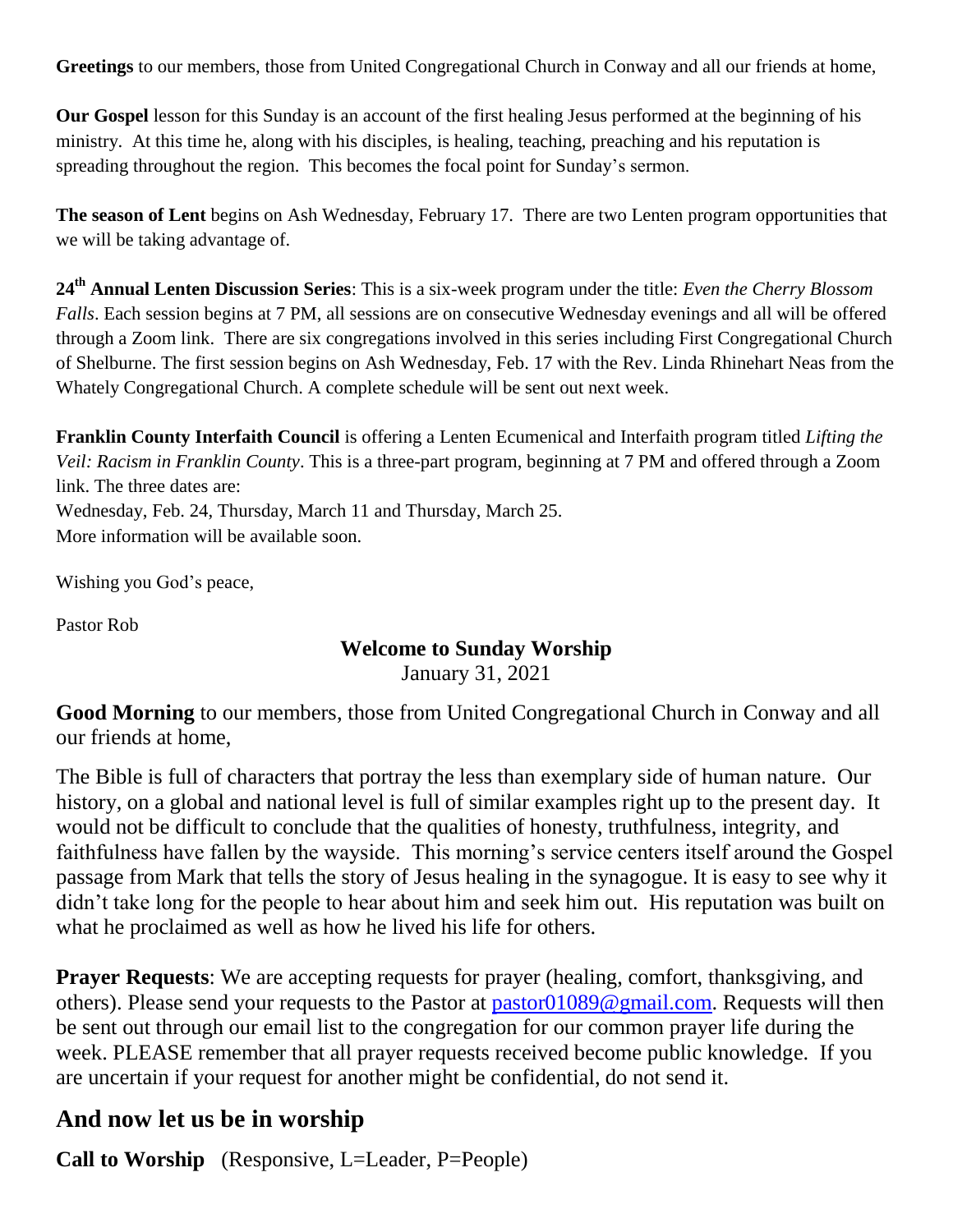**Greetings** to our members, those from United Congregational Church in Conway and all our friends at home,

**Our Gospel** lesson for this Sunday is an account of the first healing Jesus performed at the beginning of his ministry. At this time he, along with his disciples, is healing, teaching, preaching and his reputation is spreading throughout the region. This becomes the focal point for Sunday's sermon.

**The season of Lent** begins on Ash Wednesday, February 17. There are two Lenten program opportunities that we will be taking advantage of.

**24th Annual Lenten Discussion Series**: This is a six-week program under the title: *Even the Cherry Blossom Falls*. Each session begins at 7 PM, all sessions are on consecutive Wednesday evenings and all will be offered through a Zoom link. There are six congregations involved in this series including First Congregational Church of Shelburne. The first session begins on Ash Wednesday, Feb. 17 with the Rev. Linda Rhinehart Neas from the Whately Congregational Church. A complete schedule will be sent out next week.

**Franklin County Interfaith Council** is offering a Lenten Ecumenical and Interfaith program titled *Lifting the Veil: Racism in Franklin County*. This is a three-part program, beginning at 7 PM and offered through a Zoom link. The three dates are:
Wednesday, Feb. 24, Thursday, March 11 and Thursday, March 25.
More information will be available soon.

Wishing you God's peace,

Pastor Rob

## Welcome to Sunday Worship

January 31, 2021

**Good Morning** to our members, those from United Congregational Church in Conway and all our friends at home,

The Bible is full of characters that portray the less than exemplary side of human nature. Our history, on a global and national level is full of similar examples right up to the present day. It would not be difficult to conclude that the qualities of honesty, truthfulness, integrity, and faithfulness have fallen by the wayside. This morning's service centers itself around the Gospel passage from Mark that tells the story of Jesus healing in the synagogue. It is easy to see why it didn't take long for the people to hear about him and seek him out. His reputation was built on what he proclaimed as well as how he lived his life for others.

**Prayer Requests**: We are accepting requests for prayer (healing, comfort, thanksgiving, and others). Please send your requests to the Pastor at pastor01089@gmail.com. Requests will then be sent out through our email list to the congregation for our common prayer life during the week. PLEASE remember that all prayer requests received become public knowledge. If you are uncertain if your request for another might be confidential, do not send it.

## And now let us be in worship

**Call to Worship** (Responsive, L=Leader, P=People)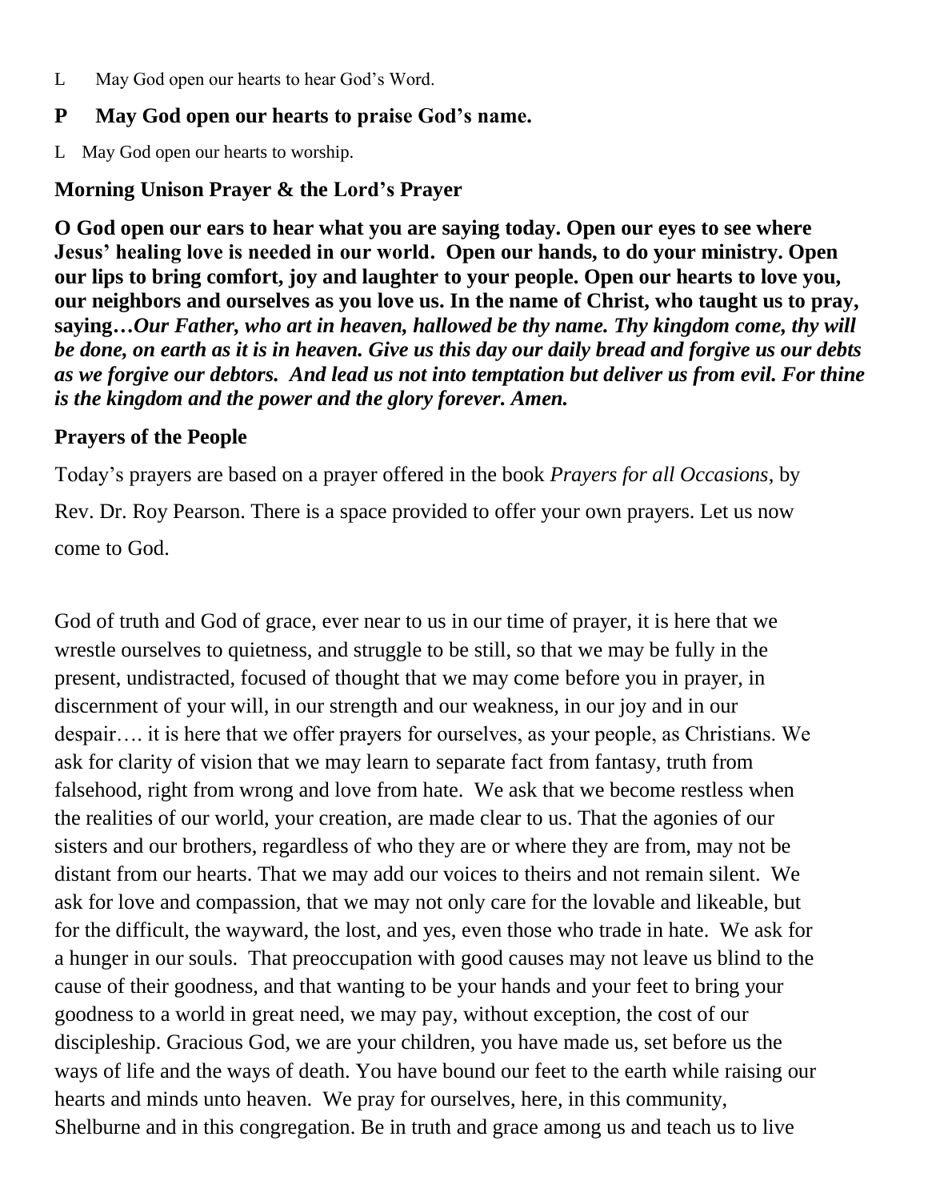L May God open our hearts to hear God's Word.

**P May God open our hearts to praise God's name.**

L May God open our hearts to worship.

**Morning Unison Prayer & the Lord's Prayer**

**O God open our ears to hear what you are saying today. Open our eyes to see where Jesus' healing love is needed in our world. Open our hands, to do your ministry. Open our lips to bring comfort, joy and laughter to your people. Open our hearts to love you, our neighbors and ourselves as you love us. In the name of Christ, who taught us to pray, saying…*Our Father, who art in heaven, hallowed be thy name. Thy kingdom come, thy will be done, on earth as it is in heaven. Give us this day our daily bread and forgive us our debts as we forgive our debtors. And lead us not into temptation but deliver us from evil. For thine is the kingdom and the power and the glory forever. Amen.***

**Prayers of the People**

Today's prayers are based on a prayer offered in the book *Prayers for all Occasions*, by Rev. Dr. Roy Pearson. There is a space provided to offer your own prayers. Let us now come to God.

God of truth and God of grace, ever near to us in our time of prayer, it is here that we wrestle ourselves to quietness, and struggle to be still, so that we may be fully in the present, undistracted, focused of thought that we may come before you in prayer, in discernment of your will, in our strength and our weakness, in our joy and in our despair…. it is here that we offer prayers for ourselves, as your people, as Christians. We ask for clarity of vision that we may learn to separate fact from fantasy, truth from falsehood, right from wrong and love from hate. We ask that we become restless when the realities of our world, your creation, are made clear to us. That the agonies of our sisters and our brothers, regardless of who they are or where they are from, may not be distant from our hearts. That we may add our voices to theirs and not remain silent. We ask for love and compassion, that we may not only care for the lovable and likeable, but for the difficult, the wayward, the lost, and yes, even those who trade in hate. We ask for a hunger in our souls. That preoccupation with good causes may not leave us blind to the cause of their goodness, and that wanting to be your hands and your feet to bring your goodness to a world in great need, we may pay, without exception, the cost of our discipleship. Gracious God, we are your children, you have made us, set before us the ways of life and the ways of death. You have bound our feet to the earth while raising our hearts and minds unto heaven. We pray for ourselves, here, in this community, Shelburne and in this congregation. Be in truth and grace among us and teach us to live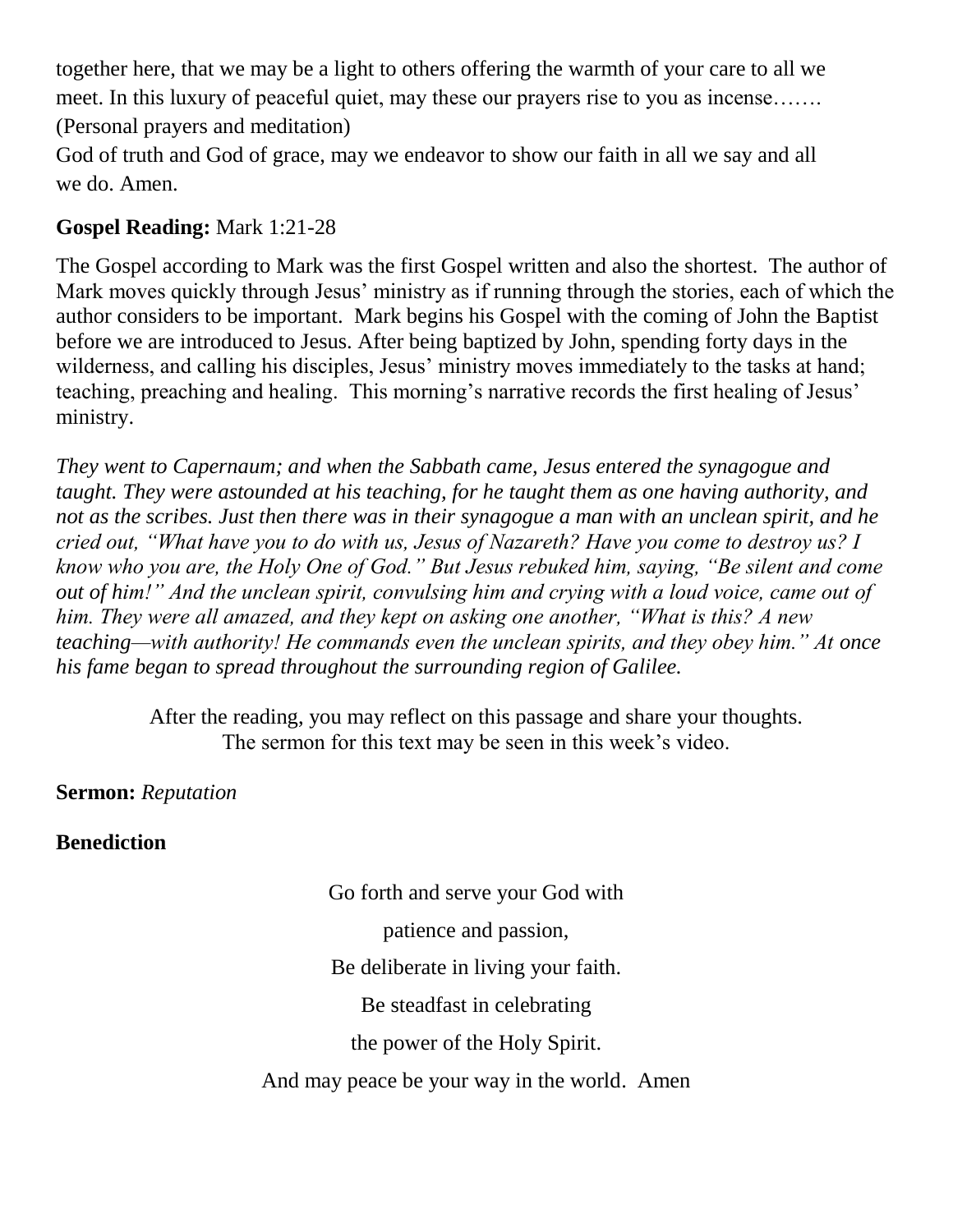together here, that we may be a light to others offering the warmth of your care to all we meet. In this luxury of peaceful quiet, may these our prayers rise to you as incense…….
(Personal prayers and meditation)
God of truth and God of grace, may we endeavor to show our faith in all we say and all we do. Amen.

**Gospel Reading:** Mark 1:21-28

The Gospel according to Mark was the first Gospel written and also the shortest. The author of Mark moves quickly through Jesus' ministry as if running through the stories, each of which the author considers to be important. Mark begins his Gospel with the coming of John the Baptist before we are introduced to Jesus. After being baptized by John, spending forty days in the wilderness, and calling his disciples, Jesus' ministry moves immediately to the tasks at hand; teaching, preaching and healing. This morning's narrative records the first healing of Jesus' ministry.

*They went to Capernaum; and when the Sabbath came, Jesus entered the synagogue and taught. They were astounded at his teaching, for he taught them as one having authority, and not as the scribes. Just then there was in their synagogue a man with an unclean spirit, and he cried out, "What have you to do with us, Jesus of Nazareth? Have you come to destroy us? I know who you are, the Holy One of God." But Jesus rebuked him, saying, "Be silent and come out of him!" And the unclean spirit, convulsing him and crying with a loud voice, came out of him. They were all amazed, and they kept on asking one another, "What is this? A new teaching—with authority! He commands even the unclean spirits, and they obey him." At once his fame began to spread throughout the surrounding region of Galilee.*

After the reading, you may reflect on this passage and share your thoughts.
The sermon for this text may be seen in this week's video.

**Sermon:** *Reputation*

**Benediction**

Go forth and serve your God with

patience and passion,

Be deliberate in living your faith.

Be steadfast in celebrating

the power of the Holy Spirit.

And may peace be your way in the world. Amen